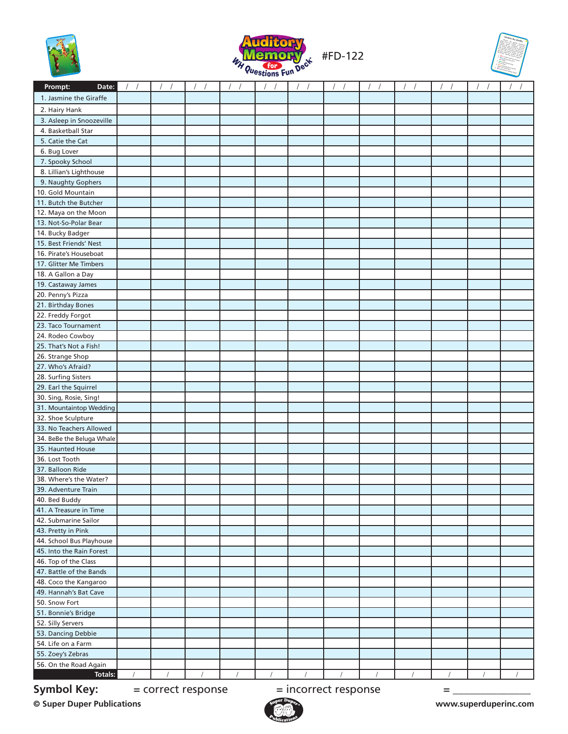# Auditory Memory for WH Questions Fun Deck®

#FD-122

| Prompt: Date: | / / | / / | / / | / / | / / | / / | / / | / / | / / | / / | / / | / / |
|---|---|---|---|---|---|---|---|---|---|---|---|---|
| 1. Jasmine the Giraffe | | | | | | | | | | | | |
| 2. Hairy Hank | | | | | | | | | | | | |
| 3. Asleep in Snoozeville | | | | | | | | | | | | |
| 4. Basketball Star | | | | | | | | | | | | |
| 5. Catie the Cat | | | | | | | | | | | | |
| 6. Bug Lover | | | | | | | | | | | | |
| 7. Spooky School | | | | | | | | | | | | |
| 8. Lillian's Lighthouse | | | | | | | | | | | | |
| 9. Naughty Gophers | | | | | | | | | | | | |
| 10. Gold Mountain | | | | | | | | | | | | |
| 11. Butch the Butcher | | | | | | | | | | | | |
| 12. Maya on the Moon | | | | | | | | | | | | |
| 13. Not-So-Polar Bear | | | | | | | | | | | | |
| 14. Bucky Badger | | | | | | | | | | | | |
| 15. Best Friends' Nest | | | | | | | | | | | | |
| 16. Pirate's Houseboat | | | | | | | | | | | | |
| 17. Glitter Me Timbers | | | | | | | | | | | | |
| 18. A Gallon a Day | | | | | | | | | | | | |
| 19. Castaway James | | | | | | | | | | | | |
| 20. Penny's Pizza | | | | | | | | | | | | |
| 21. Birthday Bones | | | | | | | | | | | | |
| 22. Freddy Forgot | | | | | | | | | | | | |
| 23. Taco Tournament | | | | | | | | | | | | |
| 24. Rodeo Cowboy | | | | | | | | | | | | |
| 25. That's Not a Fish! | | | | | | | | | | | | |
| 26. Strange Shop | | | | | | | | | | | | |
| 27. Who's Afraid? | | | | | | | | | | | | |
| 28. Surfing Sisters | | | | | | | | | | | | |
| 29. Earl the Squirrel | | | | | | | | | | | | |
| 30. Sing, Rosie, Sing! | | | | | | | | | | | | |
| 31. Mountaintop Wedding | | | | | | | | | | | | |
| 32. Shoe Sculpture | | | | | | | | | | | | |
| 33. No Teachers Allowed | | | | | | | | | | | | |
| 34. BeBe the Beluga Whale | | | | | | | | | | | | |
| 35. Haunted House | | | | | | | | | | | | |
| 36. Lost Tooth | | | | | | | | | | | | |
| 37. Balloon Ride | | | | | | | | | | | | |
| 38. Where's the Water? | | | | | | | | | | | | |
| 39. Adventure Train | | | | | | | | | | | | |
| 40. Bed Buddy | | | | | | | | | | | | |
| 41. A Treasure in Time | | | | | | | | | | | | |
| 42. Submarine Sailor | | | | | | | | | | | | |
| 43. Pretty in Pink | | | | | | | | | | | | |
| 44. School Bus Playhouse | | | | | | | | | | | | |
| 45. Into the Rain Forest | | | | | | | | | | | | |
| 46. Top of the Class | | | | | | | | | | | | |
| 47. Battle of the Bands | | | | | | | | | | | | |
| 48. Coco the Kangaroo | | | | | | | | | | | | |
| 49. Hannah's Bat Cave | | | | | | | | | | | | |
| 50. Snow Fort | | | | | | | | | | | | |
| 51. Bonnie's Bridge | | | | | | | | | | | | |
| 52. Silly Servers | | | | | | | | | | | | |
| 53. Dancing Debbie | | | | | | | | | | | | |
| 54. Life on a Farm | | | | | | | | | | | | |
| 55. Zoey's Zebras | | | | | | | | | | | | |
| 56. On the Road Again | | | | | | | | | | | | |
| Totals: | / | / | / | / | / | / | / | / | / | / | / | / |

**Symbol Key:** = correct response = incorrect response = _______________

© Super Duper Publications www.superduperinc.com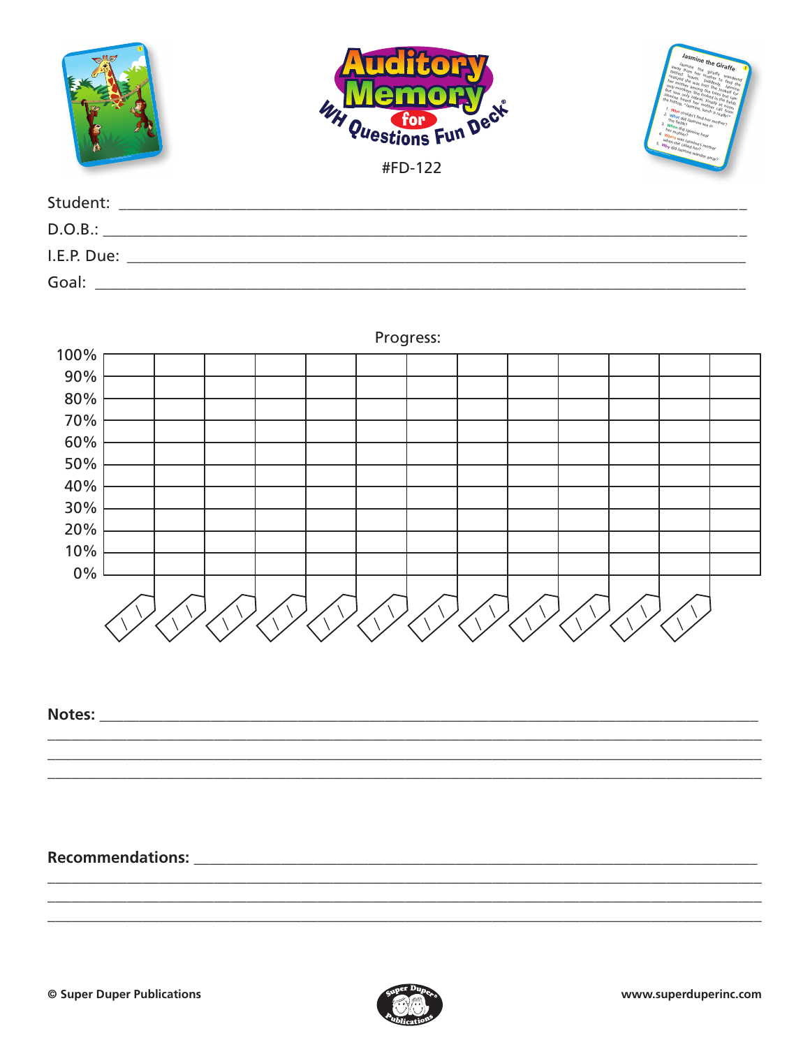# Auditory Memory for WH Questions Fun Deck®

#FD-122

Student: ___

D.O.B.: ___

I.E.P. Due: ___

Goal: ___

Progress:

100%
90%
80%
70%
60%
50%
40%
30%
20%
10%
0%

**Notes:** ___

___

___

___

**Recommendations:** ___

___

___

___

© Super Duper Publications

www.superduperinc.com